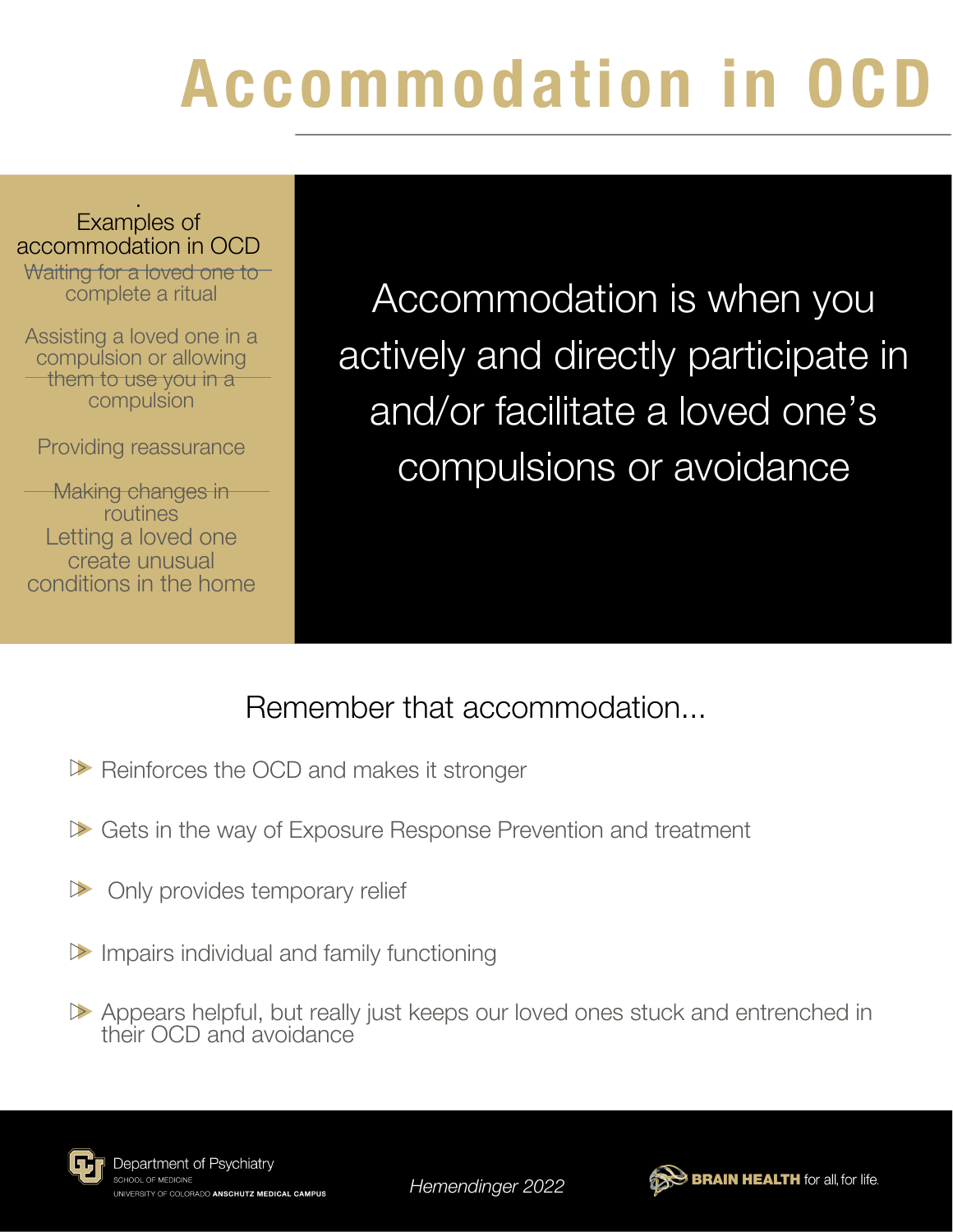# Accommodation in OCD

**Examples of accommodation in OCD**

- Waiting for a loved one to complete a ritual
- Assisting a loved one in a compulsion or allowing them to use you in a compulsion
- Providing reassurance
- Making changes in routines
- Letting a loved one create unusual conditions in the home

Accommodation is when you actively and directly participate in and/or facilitate a loved one's compulsions or avoidance

## Remember that accommodation...

- Reinforces the OCD and makes it stronger
- Gets in the way of Exposure Response Prevention and treatment
- Only provides temporary relief
- Impairs individual and family functioning
- Appears helpful, but really just keeps our loved ones stuck and entrenched in their OCD and avoidance

Department of Psychiatry
SCHOOL OF MEDICINE
UNIVERSITY OF COLORADO **ANSCHUTZ MEDICAL CAMPUS**

*Hemendinger 2022*

**BRAIN HEALTH** for all, for life.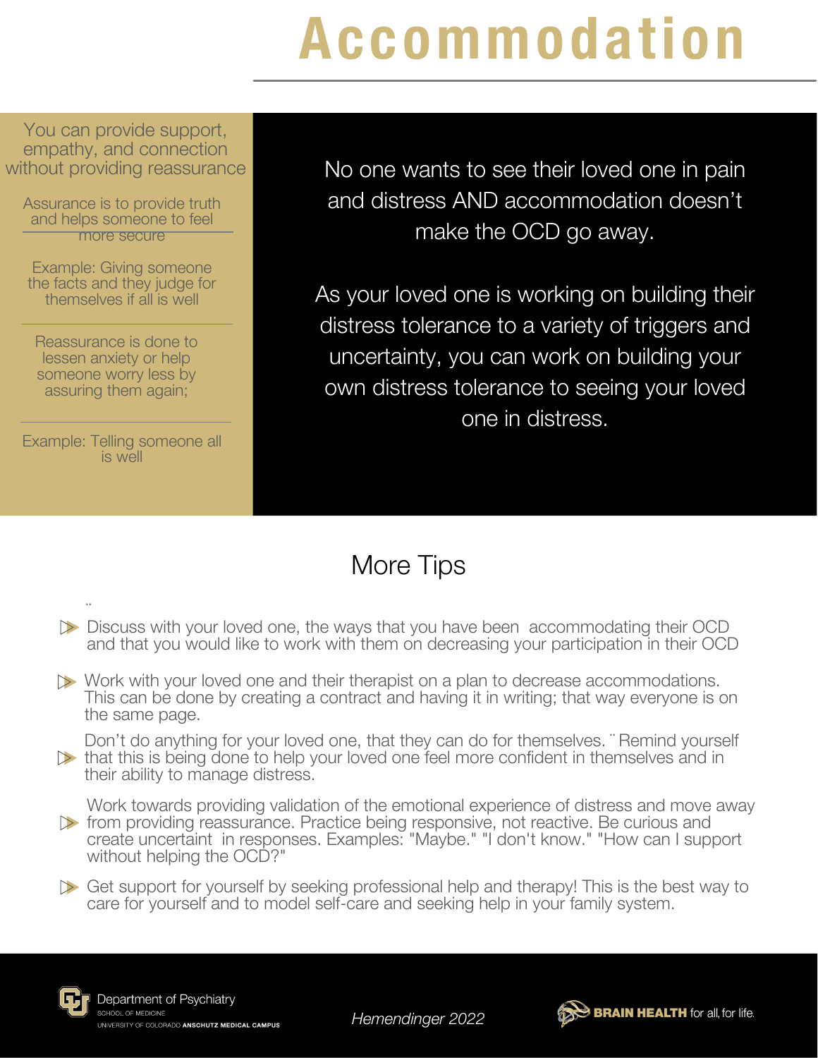# Accommodation

You can provide support, empathy, and connection without providing reassurance

Assurance is to provide truth and helps someone to feel more secure

Example: Giving someone the facts and they judge for themselves if all is well

Reassurance is done to lessen anxiety or help someone worry less by assuring them again;

Example: Telling someone all is well

No one wants to see their loved one in pain and distress AND accommodation doesn't make the OCD go away.

As your loved one is working on building their distress tolerance to a variety of triggers and uncertainty, you can work on building your own distress tolerance to seeing your loved one in distress.

## More Tips

- Discuss with your loved one, the ways that you have been accommodating their OCD and that you would like to work with them on decreasing your participation in their OCD
- Work with your loved one and their therapist on a plan to decrease accommodations. This can be done by creating a contract and having it in writing; that way everyone is on the same page.
- Don't do anything for your loved one, that they can do for themselves. Remind yourself that this is being done to help your loved one feel more confident in themselves and in their ability to manage distress.
- Work towards providing validation of the emotional experience of distress and move away from providing reassurance. Practice being responsive, not reactive. Be curious and create uncertaint in responses. Examples: "Maybe." "I don't know." "How can I support without helping the OCD?"
- Get support for yourself by seeking professional help and therapy! This is the best way to care for yourself and to model self-care and seeking help in your family system.

Department of Psychiatry
SCHOOL OF MEDICINE
UNIVERSITY OF COLORADO ANSCHUTZ MEDICAL CAMPUS

*Hemendinger 2022*

**BRAIN HEALTH** for all, for life.